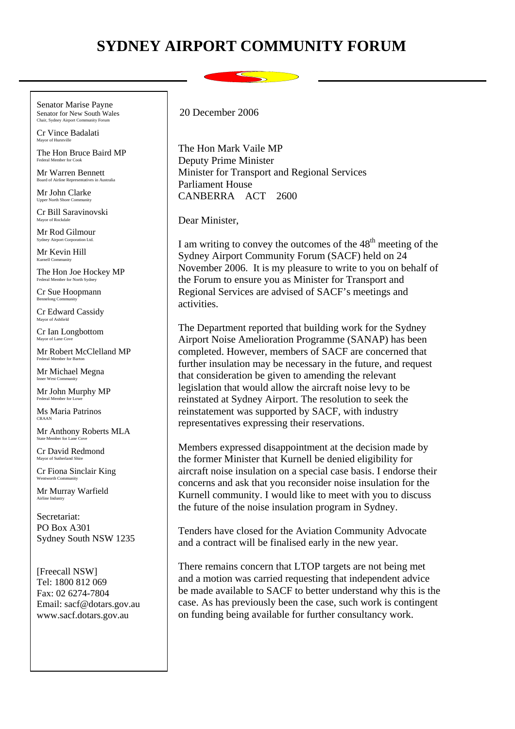# SYDNEY AIRPORT COMMUNITY FORUM

Senator Marise Payne
Senator for New South Wales
Chair, Sydney Airport Community Forum

Cr Vince Badalati
Mayor of Hurstville

The Hon Bruce Baird MP
Federal Member for Cook

Mr Warren Bennett
Board of Airline Representatives in Australia

Mr John Clarke
Upper North Shore Community

Cr Bill Saravinovski
Mayor of Rockdale

Mr Rod Gilmour
Sydney Airport Corporation Ltd.

Mr Kevin Hill
Kurnell Community

The Hon Joe Hockey MP
Federal Member for North Sydney

Cr Sue Hoopmann
Bennelong Community

Cr Edward Cassidy
Mayor of Ashfield

Cr Ian Longbottom
Mayor of Lane Cove

Mr Robert McClelland MP
Federal Member for Barton

Mr Michael Megna
Inner West Community

Mr John Murphy MP
Federal Member for Lowe

Ms Maria Patrinos
CRAAN

Mr Anthony Roberts MLA
State Member for Lane Cove

Cr David Redmond
Mayor of Sutherland Shire

Cr Fiona Sinclair King
Wentworth Community

Mr Murray Warfield
Airline Industry

Secretariat:
PO Box A301
Sydney South NSW 1235

[Freecall NSW]
Tel: 1800 812 069
Fax: 02 6274-7804
Email: sacf@dotars.gov.au
www.sacf.dotars.gov.au

20 December 2006

The Hon Mark Vaile MP
Deputy Prime Minister
Minister for Transport and Regional Services
Parliament House
CANBERRA ACT 2600

Dear Minister,

I am writing to convey the outcomes of the 48th meeting of the Sydney Airport Community Forum (SACF) held on 24 November 2006. It is my pleasure to write to you on behalf of the Forum to ensure you as Minister for Transport and Regional Services are advised of SACF's meetings and activities.

The Department reported that building work for the Sydney Airport Noise Amelioration Programme (SANAP) has been completed. However, members of SACF are concerned that further insulation may be necessary in the future, and request that consideration be given to amending the relevant legislation that would allow the aircraft noise levy to be reinstated at Sydney Airport. The resolution to seek the reinstatement was supported by SACF, with industry representatives expressing their reservations.

Members expressed disappointment at the decision made by the former Minister that Kurnell be denied eligibility for aircraft noise insulation on a special case basis. I endorse their concerns and ask that you reconsider noise insulation for the Kurnell community. I would like to meet with you to discuss the future of the noise insulation program in Sydney.

Tenders have closed for the Aviation Community Advocate and a contract will be finalised early in the new year.

There remains concern that LTOP targets are not being met and a motion was carried requesting that independent advice be made available to SACF to better understand why this is the case. As has previously been the case, such work is contingent on funding being available for further consultancy work.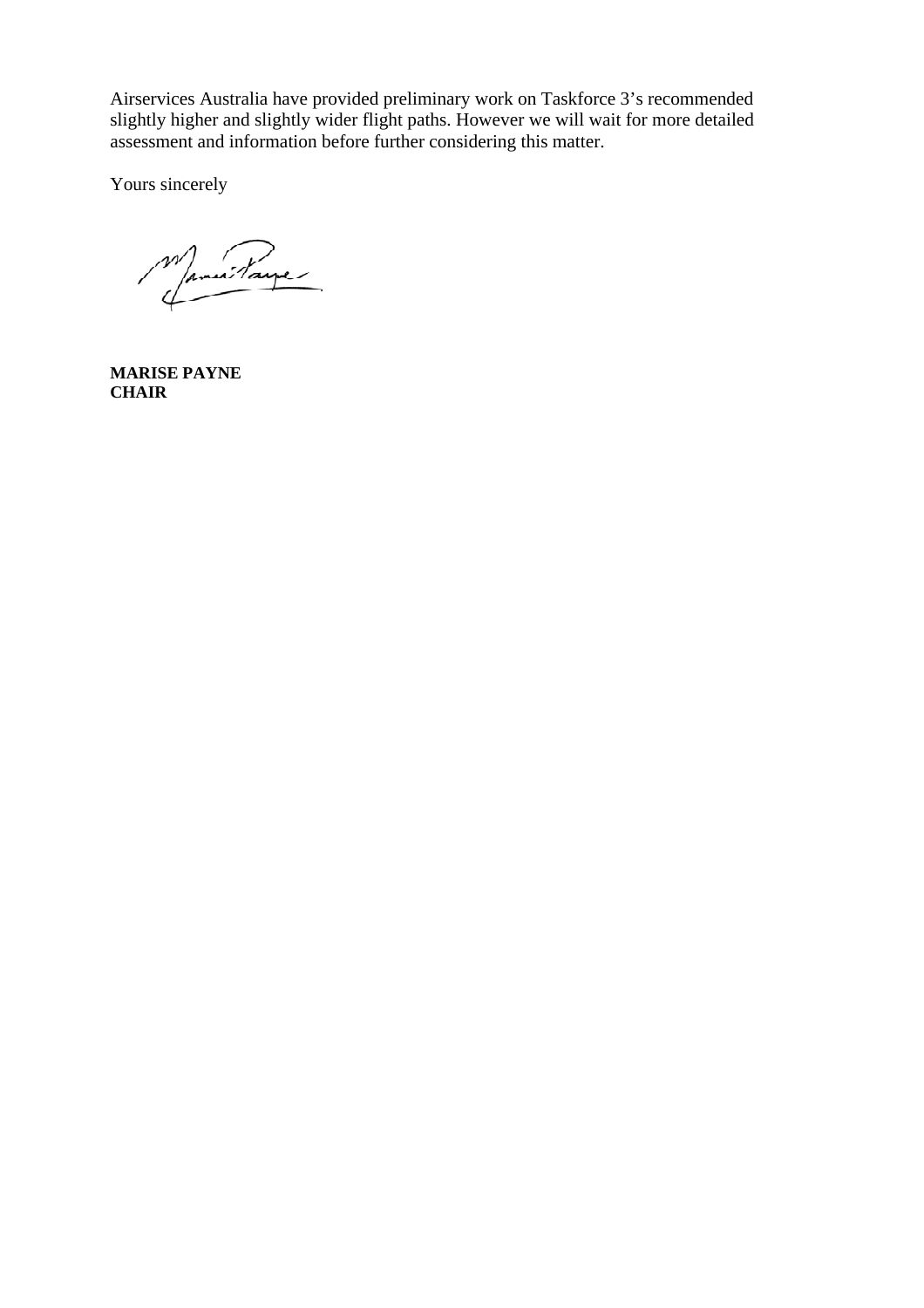Airservices Australia have provided preliminary work on Taskforce 3's recommended slightly higher and slightly wider flight paths. However we will wait for more detailed assessment and information before further considering this matter.

Yours sincerely

**MARISE PAYNE**
**CHAIR**